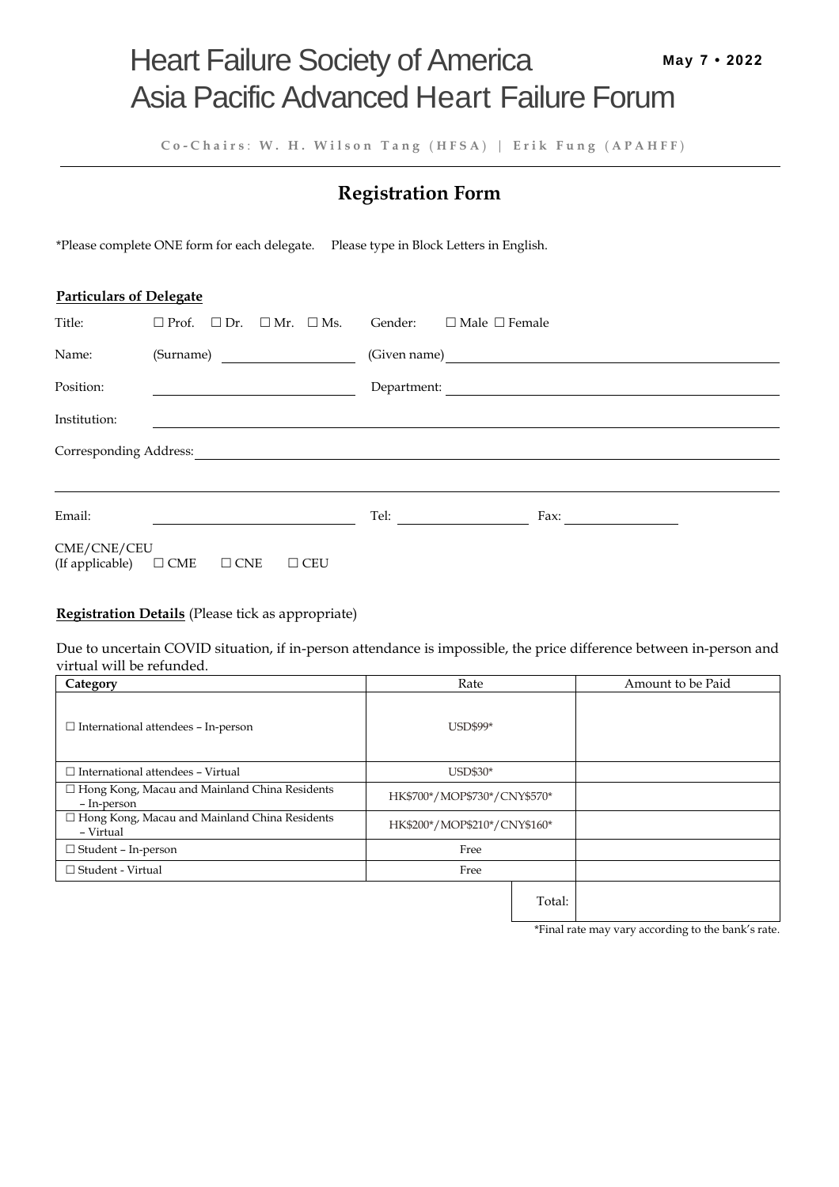# Heart Failure Society of America
# Asia Pacific Advanced Heart Failure Forum

**May 7 • 2022**

Co-Chairs: **W. H. Wilson Tang** (HFSA) | **Erik Fung** (APAHFF)

---

## Registration Form

*Please complete ONE form for each delegate. Please type in Block Letters in English.

**Particulars of Delegate**

Title: ☐ Prof. ☐ Dr. ☐ Mr. ☐ Ms. Gender: ☐ Male ☐ Female

Name: (Surname) ____________________ (Given name) ____________________

Position: ____________________ Department: ____________________

Institution: ____________________

Corresponding Address: ____________________

____________________

Email: ____________________ Tel: ____________________ Fax: ____________________

CME/CNE/CEU
(If applicable) ☐ CME ☐ CNE ☐ CEU

**Registration Details** (Please tick as appropriate)

Due to uncertain COVID situation, if in-person attendance is impossible, the price difference between in-person and virtual will be refunded.

| Category | Rate | Amount to be Paid |
|---|---|---|
| ☐ International attendees – In-person | USD$99* | |
| ☐ International attendees – Virtual | USD$30* | |
| ☐ Hong Kong, Macau and Mainland China Residents – In-person | HK$700*/MOP$730*/CNY$570* | |
| ☐ Hong Kong, Macau and Mainland China Residents – Virtual | HK$200*/MOP$210*/CNY$160* | |
| ☐ Student – In-person | Free | |
| ☐ Student - Virtual | Free | |
| | Total: | |

*Final rate may vary according to the bank's rate.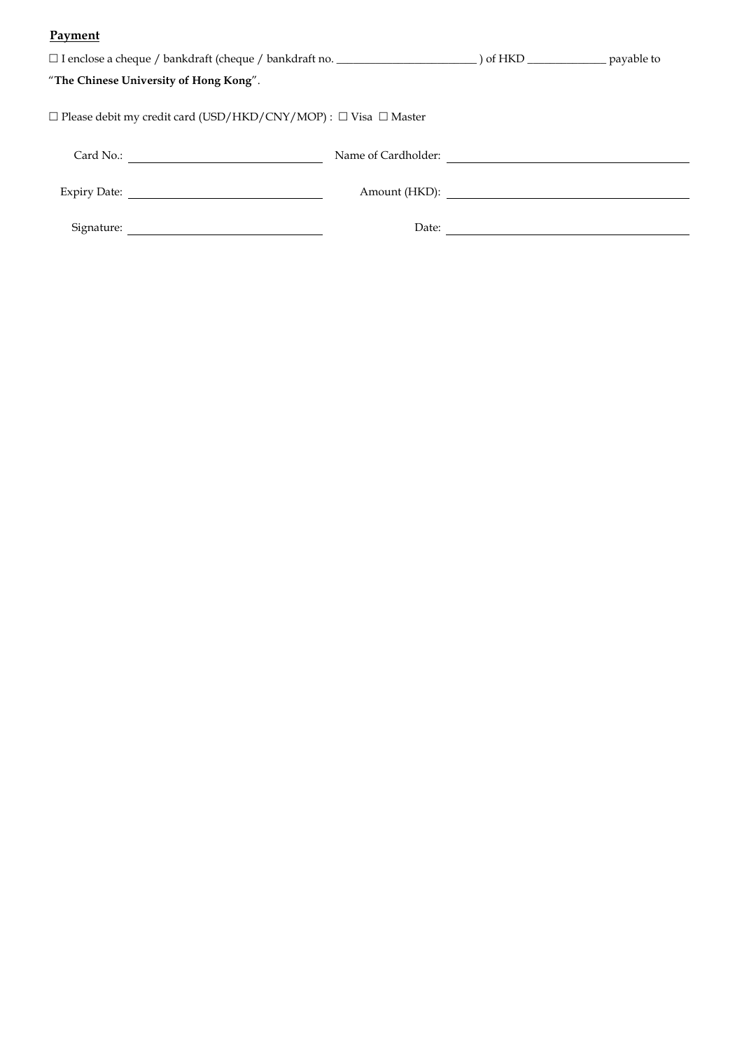**Payment**

☐ I enclose a cheque / bankdraft (cheque / bankdraft no. ________________________ ) of HKD ______________ payable to "**The Chinese University of Hong Kong**".

☐ Please debit my credit card (USD/HKD/CNY/MOP) : ☐ Visa ☐ Master

Card No.: ______________________________ Name of Cardholder: ______________________________

Expiry Date: ______________________________ Amount (HKD): ______________________________

Signature: ______________________________ Date: ______________________________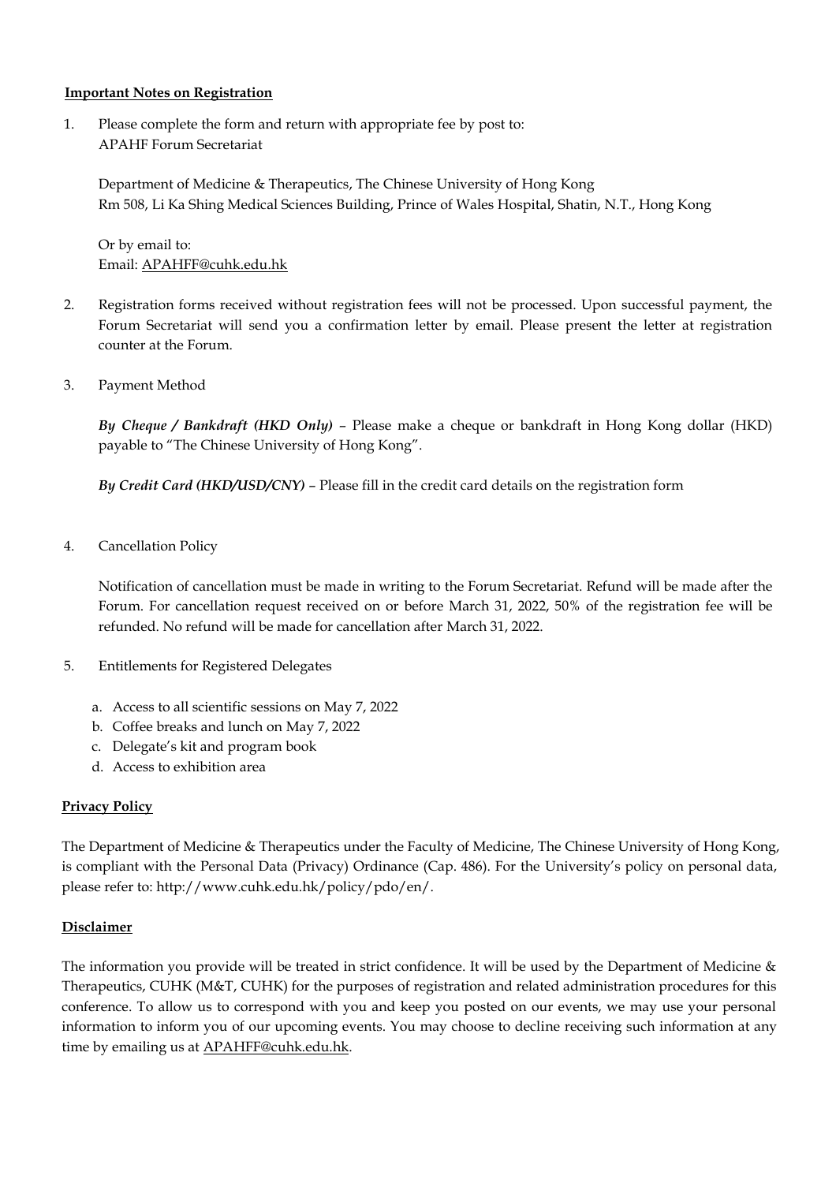**Important Notes on Registration**

1. Please complete the form and return with appropriate fee by post to:
   APAHF Forum Secretariat

   Department of Medicine & Therapeutics, The Chinese University of Hong Kong
   Rm 508, Li Ka Shing Medical Sciences Building, Prince of Wales Hospital, Shatin, N.T., Hong Kong

   Or by email to:
   Email: APAHFF@cuhk.edu.hk

2. Registration forms received without registration fees will not be processed. Upon successful payment, the Forum Secretariat will send you a confirmation letter by email. Please present the letter at registration counter at the Forum.

3. Payment Method

   ***By Cheque / Bankdraft (HKD Only)*** – Please make a cheque or bankdraft in Hong Kong dollar (HKD) payable to "The Chinese University of Hong Kong".

   ***By Credit Card (HKD/USD/CNY)*** – Please fill in the credit card details on the registration form

4. Cancellation Policy

   Notification of cancellation must be made in writing to the Forum Secretariat. Refund will be made after the Forum. For cancellation request received on or before March 31, 2022, 50% of the registration fee will be refunded. No refund will be made for cancellation after March 31, 2022.

5. Entitlements for Registered Delegates

   a. Access to all scientific sessions on May 7, 2022
   b. Coffee breaks and lunch on May 7, 2022
   c. Delegate's kit and program book
   d. Access to exhibition area

**Privacy Policy**

The Department of Medicine & Therapeutics under the Faculty of Medicine, The Chinese University of Hong Kong, is compliant with the Personal Data (Privacy) Ordinance (Cap. 486). For the University's policy on personal data, please refer to: http://www.cuhk.edu.hk/policy/pdo/en/.

**Disclaimer**

The information you provide will be treated in strict confidence. It will be used by the Department of Medicine & Therapeutics, CUHK (M&T, CUHK) for the purposes of registration and related administration procedures for this conference. To allow us to correspond with you and keep you posted on our events, we may use your personal information to inform you of our upcoming events. You may choose to decline receiving such information at any time by emailing us at APAHFF@cuhk.edu.hk.